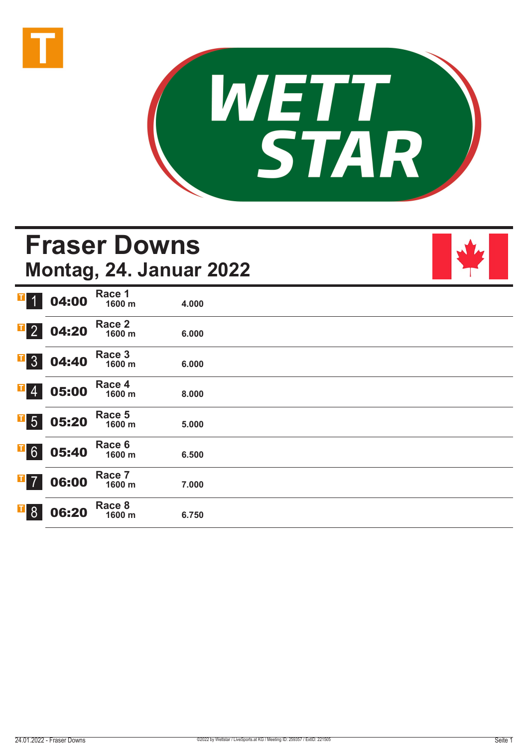# Fraser Downs

## Montag, 24. Januar 2022

| | Zeit | Rennen | Distanz | Preisgeld |
|---|---|---|---|---|
| 1 | 04:00 | Race 1 | 1600 m | 4.000 |
| 2 | 04:20 | Race 2 | 1600 m | 6.000 |
| 3 | 04:40 | Race 3 | 1600 m | 6.000 |
| 4 | 05:00 | Race 4 | 1600 m | 8.000 |
| 5 | 05:20 | Race 5 | 1600 m | 5.000 |
| 6 | 05:40 | Race 6 | 1600 m | 6.500 |
| 7 | 06:00 | Race 7 | 1600 m | 7.000 |
| 8 | 06:20 | Race 8 | 1600 m | 6.750 |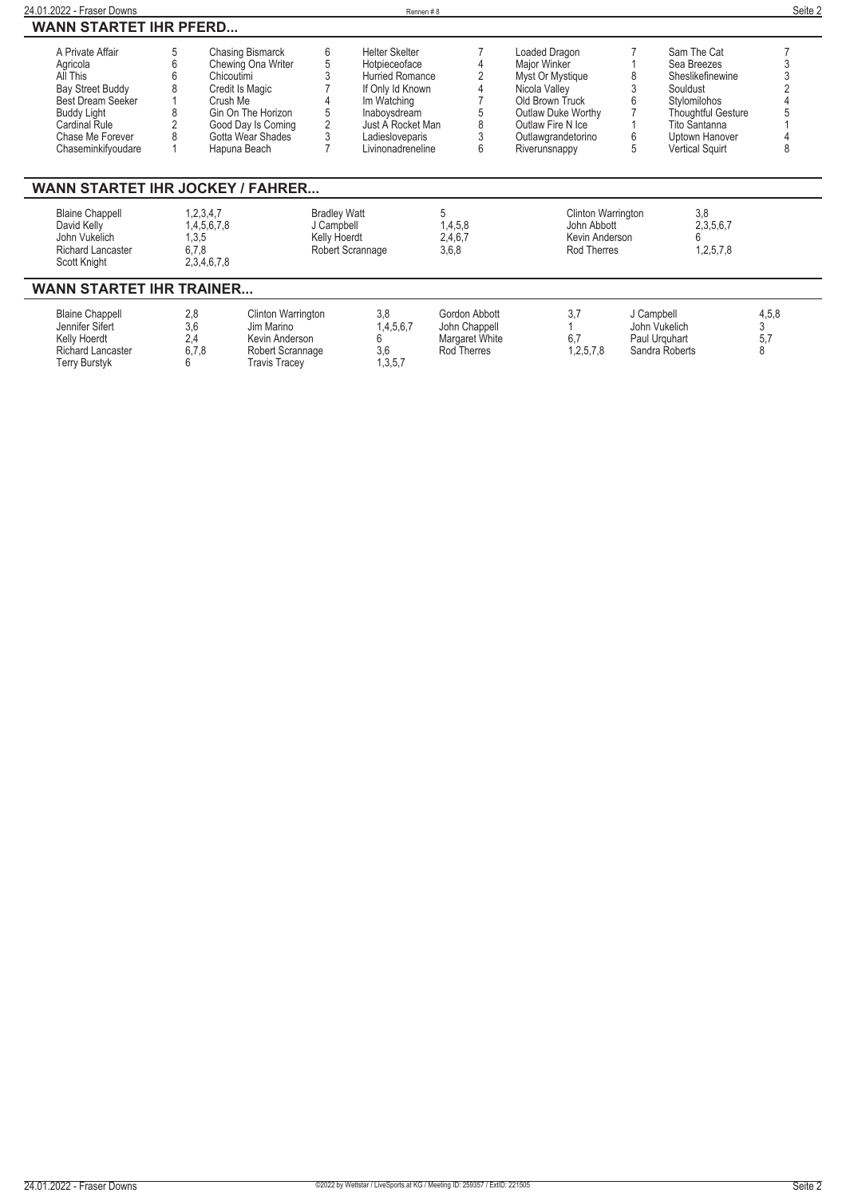## WANN STARTET IHR PFERD...

| | | | | | | | | | |
|---|---|---|---|---|---|---|---|---|---|
| A Private Affair | 5 | Chasing Bismarck | 6 | Helter Skelter | 7 | Loaded Dragon | 7 | Sam The Cat | 7 |
| Agricola | 6 | Chewing Ona Writer | 5 | Hotpieceoface | 4 | Major Winker | 1 | Sea Breezes | 3 |
| All This | 6 | Chicoutimi | 3 | Hurried Romance | 2 | Myst Or Mystique | 8 | Sheslikefinewine | 3 |
| Bay Street Buddy | 8 | Credit Is Magic | 7 | If Only Id Known | 4 | Nicola Valley | 3 | Souldust | 2 |
| Best Dream Seeker | 1 | Crush Me | 4 | Im Watching | 7 | Old Brown Truck | 6 | Stylomilohos | 4 |
| Buddy Light | 8 | Gin On The Horizon | 5 | Inaboysdream | 5 | Outlaw Duke Worthy | 7 | Thoughtful Gesture | 5 |
| Cardinal Rule | 2 | Good Day Is Coming | 2 | Just A Rocket Man | 8 | Outlaw Fire N Ice | 1 | Tito Santanna | 1 |
| Chase Me Forever | 8 | Gotta Wear Shades | 3 | Ladiesloveparis | 3 | Outlawgrandetorino | 6 | Uptown Hanover | 4 |
| Chaseminkifyoudare | 1 | Hapuna Beach | 7 | Livinonadreneline | 6 | Riverunsnappy | 5 | Vertical Squirt | 8 |

## WANN STARTET IHR JOCKEY / FAHRER...

| | | | | | |
|---|---|---|---|---|---|
| Blaine Chappell | 1,2,3,4,7 | Bradley Watt | 5 | Clinton Warrington | 3,8 |
| David Kelly | 1,4,5,6,7,8 | J Campbell | 1,4,5,8 | John Abbott | 2,3,5,6,7 |
| John Vukelich | 1,3,5 | Kelly Hoerdt | 2,4,6,7 | Kevin Anderson | 6 |
| Richard Lancaster | 6,7,8 | Robert Scrannage | 3,6,8 | Rod Therres | 1,2,5,7,8 |
| Scott Knight | 2,3,4,6,7,8 | | | | |

## WANN STARTET IHR TRAINER...

| | | | | | | | | | |
|---|---|---|---|---|---|---|---|---|---|
| Blaine Chappell | 2,8 | Clinton Warrington | 3,8 | Gordon Abbott | 3,7 | J Campbell | 4,5,8 | | |
| Jennifer Sifert | 3,6 | Jim Marino | 1,4,5,6,7 | John Chappell | 1 | John Vukelich | 3 | | |
| Kelly Hoerdt | 2,4 | Kevin Anderson | 6 | Margaret White | 6,7 | Paul Urquhart | 5,7 | | |
| Richard Lancaster | 6,7,8 | Robert Scrannage | 3,6 | Rod Therres | 1,2,5,7,8 | Sandra Roberts | 8 | | |
| Terry Burstyk | 6 | Travis Tracey | 1,3,5,7 | | | | | | |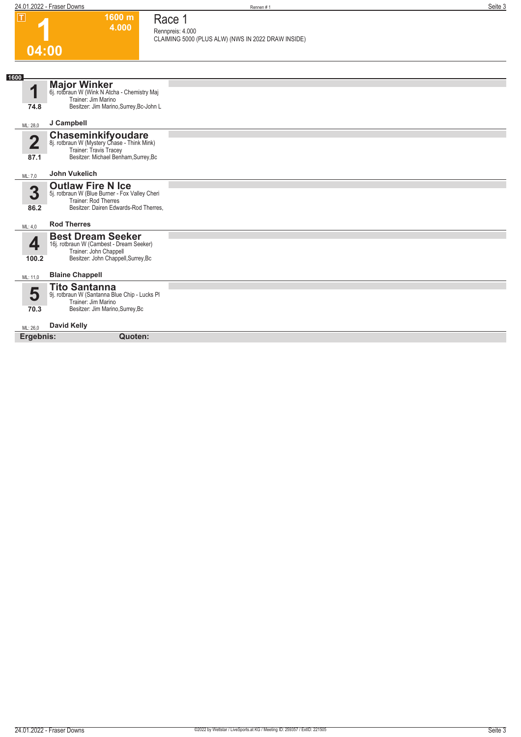# Race 1

**1** — 04:00 — 1600 m — 4.000

Rennpreis: 4.000
CLAIMING 5000 (PLUS ALW) (NWS IN 2022 DRAW INSIDE)

**1600**

**1 — Major Winker**
6j. rotbraun W (Wink N Atcha - Chemistry Maj
Trainer: Jim Marino
Besitzer: Jim Marino,Surrey,Bc-John L
74.8
ML: 28,0 — **J Campbell**

**2 — Chaseminkifyoudare**
8j. rotbraun W (Mystery Chase - Think Mink)
Trainer: Travis Tracey
Besitzer: Michael Benham,Surrey,Bc
87.1
ML: 7,0 — **John Vukelich**

**3 — Outlaw Fire N Ice**
5j. rotbraun W (Blue Burner - Fox Valley Cheri
Trainer: Rod Therres
Besitzer: Dairen Edwards-Rod Therres,
86.2
ML: 4,0 — **Rod Therres**

**4 — Best Dream Seeker**
16j. rotbraun W (Cambest - Dream Seeker)
Trainer: John Chappell
Besitzer: John Chappell,Surrey,Bc
100.2
ML: 11,0 — **Blaine Chappell**

**5 — Tito Santanna**
9j. rotbraun W (Santanna Blue Chip - Lucks Pl
Trainer: Jim Marino
Besitzer: Jim Marino,Surrey,Bc
70.3
ML: 26,0 — **David Kelly**

**Ergebnis:** **Quoten:**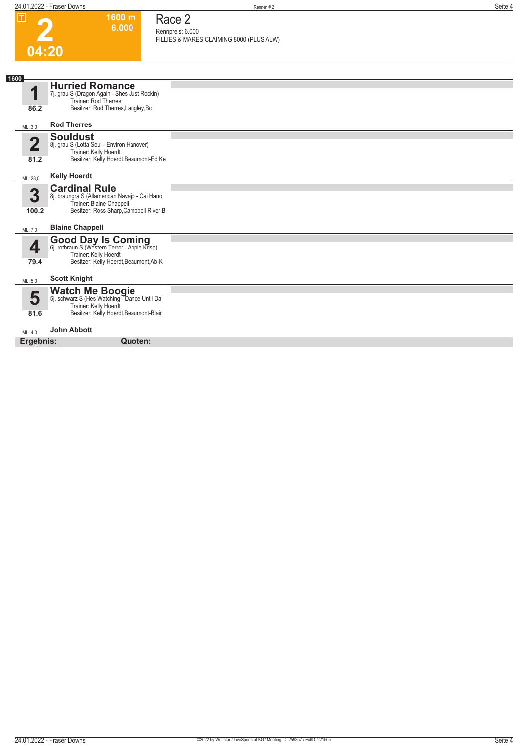T

# 2

**1600 m**
**6.000**

**04:20**

## Race 2

Rennpreis: 6.000
FILLIES & MARES CLAIMING 8000 (PLUS ALW)

**1600**

### 1 Hurried Romance
7j. grau S (Dragon Again - Shes Just Rockin)
Trainer: Rod Therres
Besitzer: Rod Therres,Langley,Bc
86.2
ML: 3,0
**Rod Therres**

### 2 Souldust
8j. grau S (Lotta Soul - Environ Hanover)
Trainer: Kelly Hoerdt
Besitzer: Kelly Hoerdt,Beaumont-Ed Ke
81.2
ML: 28,0
**Kelly Hoerdt**

### 3 Cardinal Rule
8j. braungra S (Allamerican Navajo - Cai Hano
Trainer: Blaine Chappell
Besitzer: Ross Sharp,Campbell River,B
100.2
ML: 7,0
**Blaine Chappell**

### 4 Good Day Is Coming
6j. rotbraun S (Western Terror - Apple Krisp)
Trainer: Kelly Hoerdt
Besitzer: Kelly Hoerdt,Beaumont,Ab-K
79.4
ML: 5,0
**Scott Knight**

### 5 Watch Me Boogie
5j. schwarz S (Hes Watching - Dance Until Da
Trainer: Kelly Hoerdt
Besitzer: Kelly Hoerdt,Beaumont-Blair
81.6
ML: 4,0
**John Abbott**

**Ergebnis:** **Quoten:**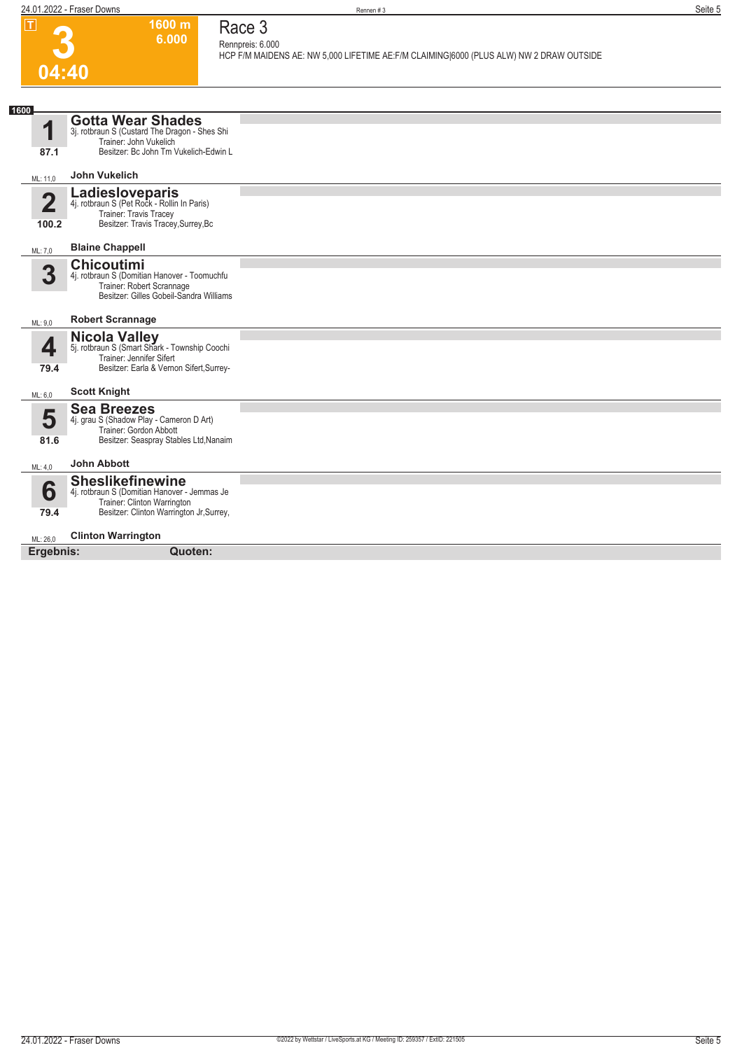# 3

**1600 m**
**6.000**

**04:40**

## Race 3

Rennpreis: 6.000

HCP F/M MAIDENS AE: NW 5,000 LIFETIME AE:F/M CLAIMING|6000 (PLUS ALW) NW 2 DRAW OUTSIDE

**1600**

**1** **Gotta Wear Shades**
3j. rotbraun S (Custard The Dragon - Shes Shi
Trainer: John Vukelich
Besitzer: Bc John Tm Vukelich-Edwin L
87.1
ML: 11,0 **John Vukelich**

**2** **Ladiesloveparis**
4j. rotbraun S (Pet Rock - Rollin In Paris)
Trainer: Travis Tracey
Besitzer: Travis Tracey,Surrey,Bc
100.2
ML: 7,0 **Blaine Chappell**

**3** **Chicoutimi**
4j. rotbraun S (Domitian Hanover - Toomuchfu
Trainer: Robert Scrannage
Besitzer: Gilles Gobeil-Sandra Williams
ML: 9,0 **Robert Scrannage**

**4** **Nicola Valley**
5j. rotbraun S (Smart Shark - Township Coochi
Trainer: Jennifer Sifert
Besitzer: Earla & Vernon Sifert,Surrey-
79.4
ML: 6,0 **Scott Knight**

**5** **Sea Breezes**
4j. grau S (Shadow Play - Cameron D Art)
Trainer: Gordon Abbott
Besitzer: Seaspray Stables Ltd,Nanaim
81.6
ML: 4,0 **John Abbott**

**6** **Sheslikefinewine**
4j. rotbraun S (Domitian Hanover - Jemmas Je
Trainer: Clinton Warrington
Besitzer: Clinton Warrington Jr,Surrey,
79.4
ML: 26,0 **Clinton Warrington**

**Ergebnis:** **Quoten:**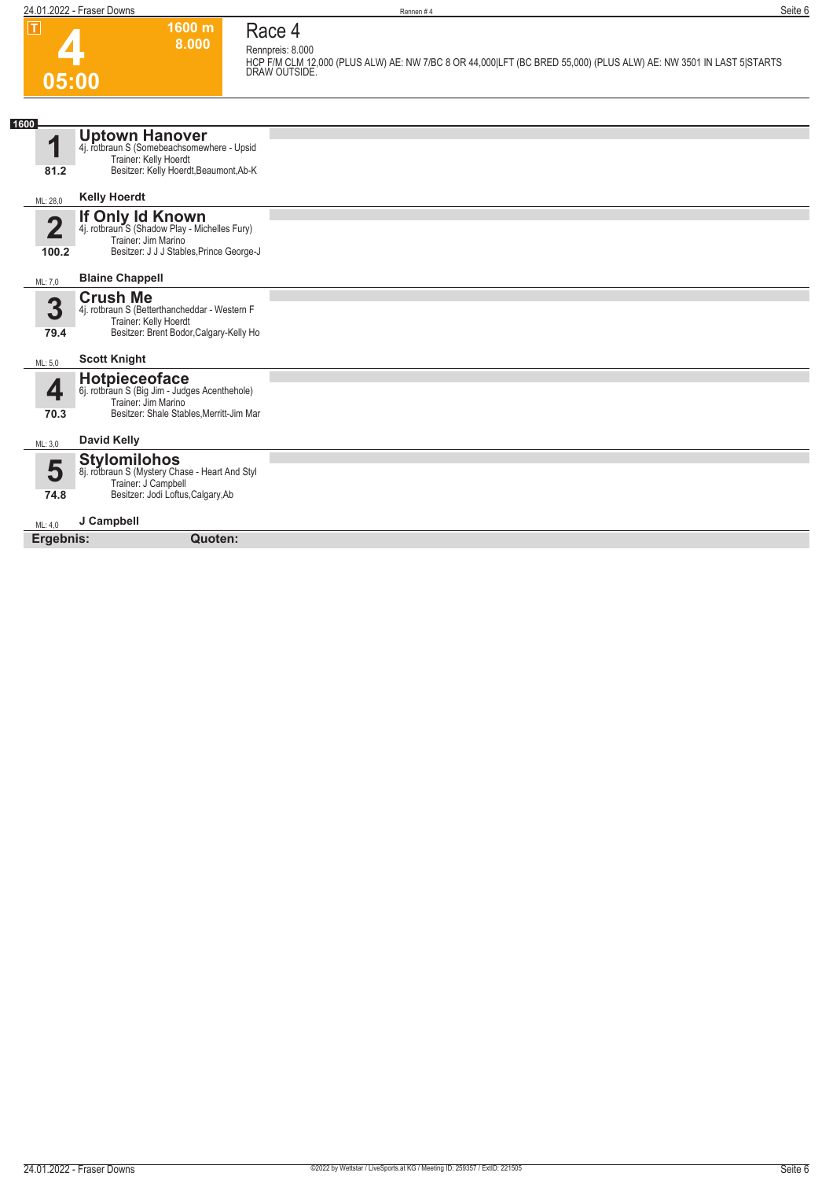**T**

# 4

**05:00**

**1600 m**
**8.000**

## Race 4

Rennpreis: 8.000

HCP F/M CLM 12,000 (PLUS ALW) AE: NW 7/BC 8 OR 44,000|LFT (BC BRED 55,000) (PLUS ALW) AE: NW 3501 IN LAST 5|STARTS DRAW OUTSIDE.

**1600**

**1** **Uptown Hanover**
4j. rotbraun S (Somebeachsomewhere - Upsid
Trainer: Kelly Hoerdt
Besitzer: Kelly Hoerdt,Beaumont,Ab-K
81.2
ML: 28,0 **Kelly Hoerdt**

**2** **If Only Id Known**
4j. rotbraun S (Shadow Play - Michelles Fury)
Trainer: Jim Marino
Besitzer: J J J Stables,Prince George-J
100.2
ML: 7,0 **Blaine Chappell**

**3** **Crush Me**
4j. rotbraun S (Betterthancheddar - Western F
Trainer: Kelly Hoerdt
Besitzer: Brent Bodor,Calgary-Kelly Ho
79.4
ML: 5,0 **Scott Knight**

**4** **Hotpieceoface**
6j. rotbraun S (Big Jim - Judges Acenthehole)
Trainer: Jim Marino
Besitzer: Shale Stables,Merritt-Jim Mar
70.3
ML: 3,0 **David Kelly**

**5** **Stylomilohos**
8j. rotbraun S (Mystery Chase - Heart And Styl
Trainer: J Campbell
Besitzer: Jodi Loftus,Calgary,Ab
74.8
ML: 4,0 **J Campbell**

**Ergebnis:** **Quoten:**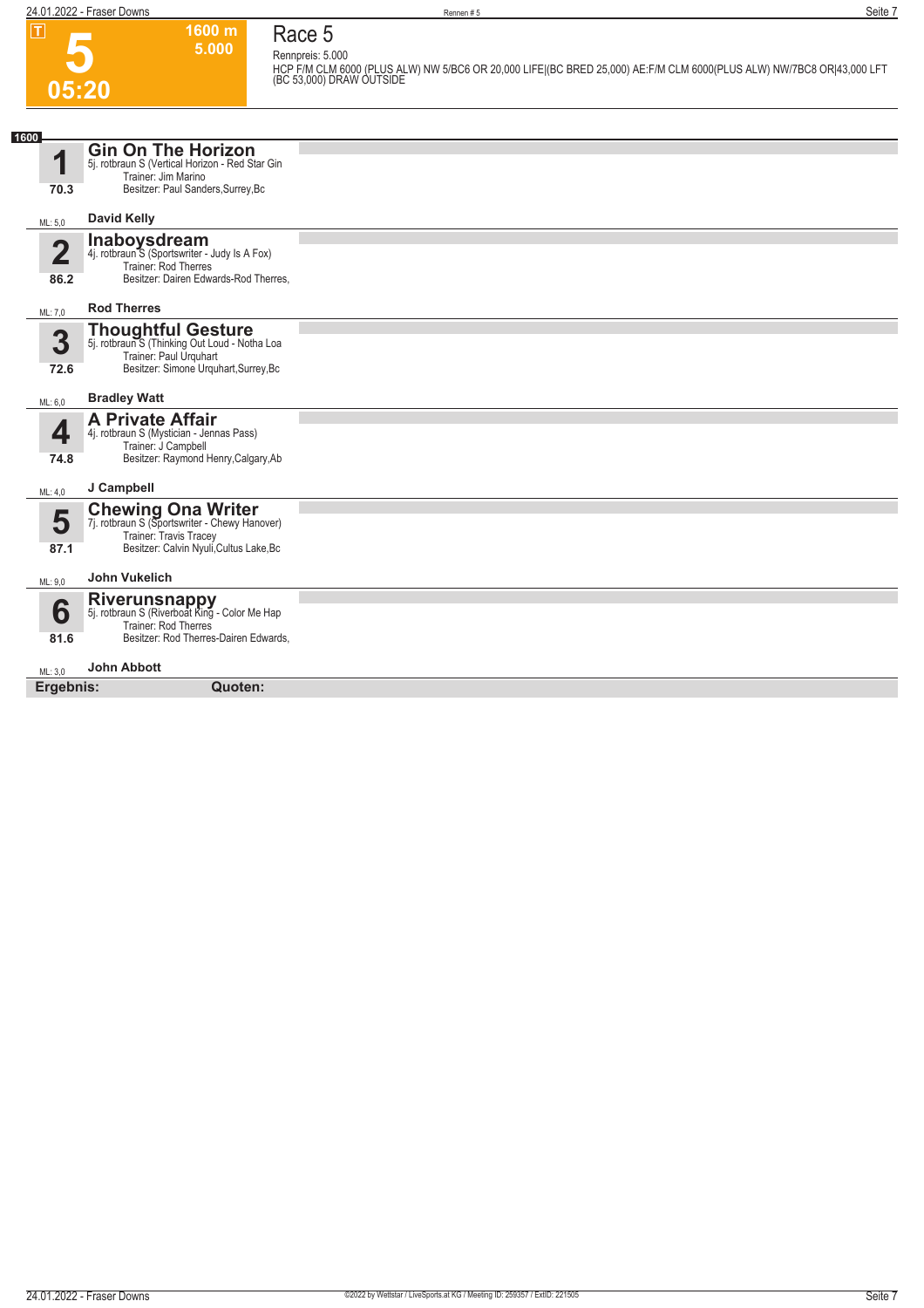**T**

# 5

**05:20**

**1600 m**
**5.000**

## Race 5

Rennpreis: 5.000

HCP F/M CLM 6000 (PLUS ALW) NW 5/BC6 OR 20,000 LIFE|(BC BRED 25,000) AE:F/M CLM 6000(PLUS ALW) NW/7BC8 OR|43,000 LFT (BC 53,000) DRAW OUTSIDE

**1600**

### 1 Gin On The Horizon
5j. rotbraun S (Vertical Horizon - Red Star Gin
Trainer: Jim Marino
Besitzer: Paul Sanders,Surrey,Bc
70.3
ML: 5,0
**David Kelly**

### 2 Inaboysdream
4j. rotbraun S (Sportswriter - Judy Is A Fox)
Trainer: Rod Therres
Besitzer: Dairen Edwards-Rod Therres,
86.2
ML: 7,0
**Rod Therres**

### 3 Thoughtful Gesture
5j. rotbraun S (Thinking Out Loud - Notha Loa
Trainer: Paul Urquhart
Besitzer: Simone Urquhart,Surrey,Bc
72.6
ML: 6,0
**Bradley Watt**

### 4 A Private Affair
4j. rotbraun S (Mystician - Jennas Pass)
Trainer: J Campbell
Besitzer: Raymond Henry,Calgary,Ab
74.8
ML: 4,0
**J Campbell**

### 5 Chewing Ona Writer
7j. rotbraun S (Sportswriter - Chewy Hanover)
Trainer: Travis Tracey
Besitzer: Calvin Nyuli,Cultus Lake,Bc
87.1
ML: 9,0
**John Vukelich**

### 6 Riverunsnappy
5j. rotbraun S (Riverboat King - Color Me Hap
Trainer: Rod Therres
Besitzer: Rod Therres-Dairen Edwards,
81.6
ML: 3,0
**John Abbott**

**Ergebnis:** **Quoten:**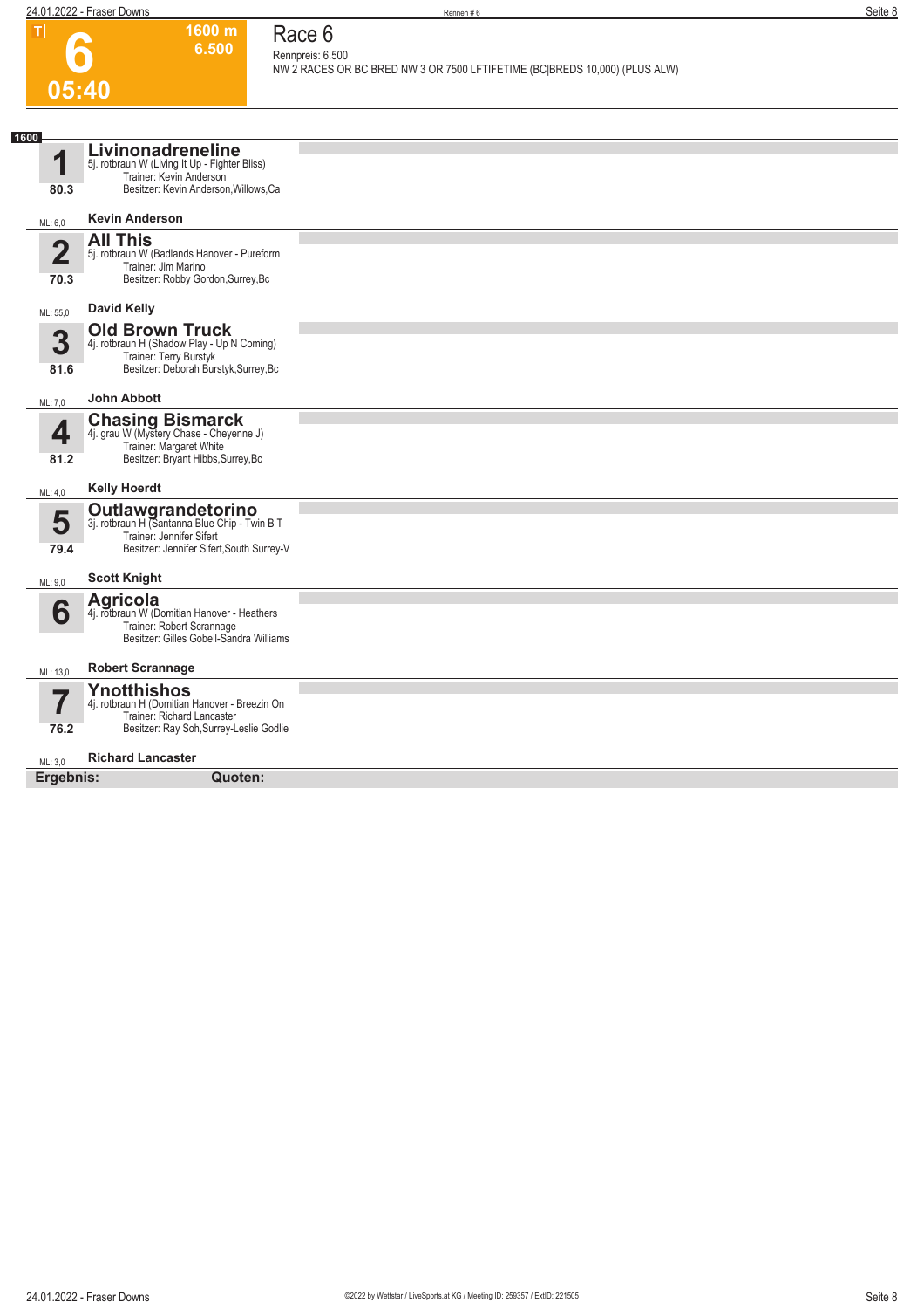**6**

**05:40**

**1600 m**
**6.500**

# Race 6

Rennpreis: 6.500

NW 2 RACES OR BC BRED NW 3 OR 7500 LFTIFETIME (BC|BREDS 10,000) (PLUS ALW)

**1600**

**1** **Livinonadreneline**
5j. rotbraun W (Living It Up - Fighter Bliss)
Trainer: Kevin Anderson
Besitzer: Kevin Anderson,Willows,Ca
80.3
ML: 6,0 **Kevin Anderson**

**2** **All This**
5j. rotbraun W (Badlands Hanover - Pureform
Trainer: Jim Marino
Besitzer: Robby Gordon,Surrey,Bc
70.3
ML: 55,0 **David Kelly**

**3** **Old Brown Truck**
4j. rotbraun H (Shadow Play - Up N Coming)
Trainer: Terry Burstyk
Besitzer: Deborah Burstyk,Surrey,Bc
81.6
ML: 7,0 **John Abbott**

**4** **Chasing Bismarck**
4j. grau W (Mystery Chase - Cheyenne J)
Trainer: Margaret White
Besitzer: Bryant Hibbs,Surrey,Bc
81.2
ML: 4,0 **Kelly Hoerdt**

**5** **Outlawgrandetorino**
3j. rotbraun H (Santanna Blue Chip - Twin B T
Trainer: Jennifer Sifert
Besitzer: Jennifer Sifert,South Surrey-V
79.4
ML: 9,0 **Scott Knight**

**6** **Agricola**
4j. rotbraun W (Domitian Hanover - Heathers
Trainer: Robert Scrannage
Besitzer: Gilles Gobeil-Sandra Williams
ML: 13,0 **Robert Scrannage**

**7** **Ynotthishos**
4j. rotbraun H (Domitian Hanover - Breezin On
Trainer: Richard Lancaster
Besitzer: Ray Soh,Surrey-Leslie Godlie
76.2
ML: 3,0 **Richard Lancaster**

**Ergebnis:** **Quoten:**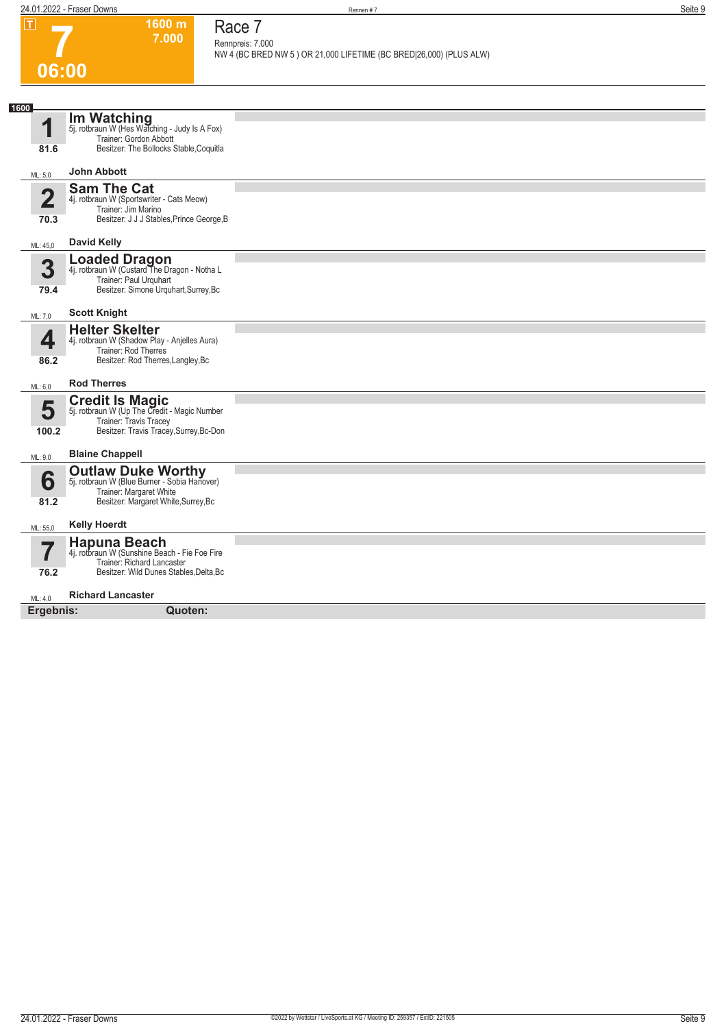# 7

**06:00**

1600 m
7.000

## Race 7

Rennpreis: 7.000
NW 4 (BC BRED NW 5 ) OR 21,000 LIFETIME (BC BRED|26,000) (PLUS ALW)

**1600**

### 1 Im Watching
5j. rotbraun W (Hes Watching - Judy Is A Fox)
Trainer: Gordon Abbott
Besitzer: The Bollocks Stable,Coquitla
81.6
ML: 5,0
**John Abbott**

### 2 Sam The Cat
4j. rotbraun W (Sportswriter - Cats Meow)
Trainer: Jim Marino
Besitzer: J J J Stables,Prince George,B
70.3
ML: 45,0
**David Kelly**

### 3 Loaded Dragon
4j. rotbraun W (Custard The Dragon - Notha L
Trainer: Paul Urquhart
Besitzer: Simone Urquhart,Surrey,Bc
79.4
ML: 7,0
**Scott Knight**

### 4 Helter Skelter
4j. rotbraun W (Shadow Play - Anjelles Aura)
Trainer: Rod Therres
Besitzer: Rod Therres,Langley,Bc
86.2
ML: 6,0
**Rod Therres**

### 5 Credit Is Magic
5j. rotbraun W (Up The Credit - Magic Number
Trainer: Travis Tracey
Besitzer: Travis Tracey,Surrey,Bc-Don
100.2
ML: 9,0
**Blaine Chappell**

### 6 Outlaw Duke Worthy
5j. rotbraun W (Blue Burner - Sobia Hanover)
Trainer: Margaret White
Besitzer: Margaret White,Surrey,Bc
81.2
ML: 55,0
**Kelly Hoerdt**

### 7 Hapuna Beach
4j. rotbraun W (Sunshine Beach - Fie Foe Fire
Trainer: Richard Lancaster
Besitzer: Wild Dunes Stables,Delta,Bc
76.2
ML: 4,0
**Richard Lancaster**

**Ergebnis:** **Quoten:**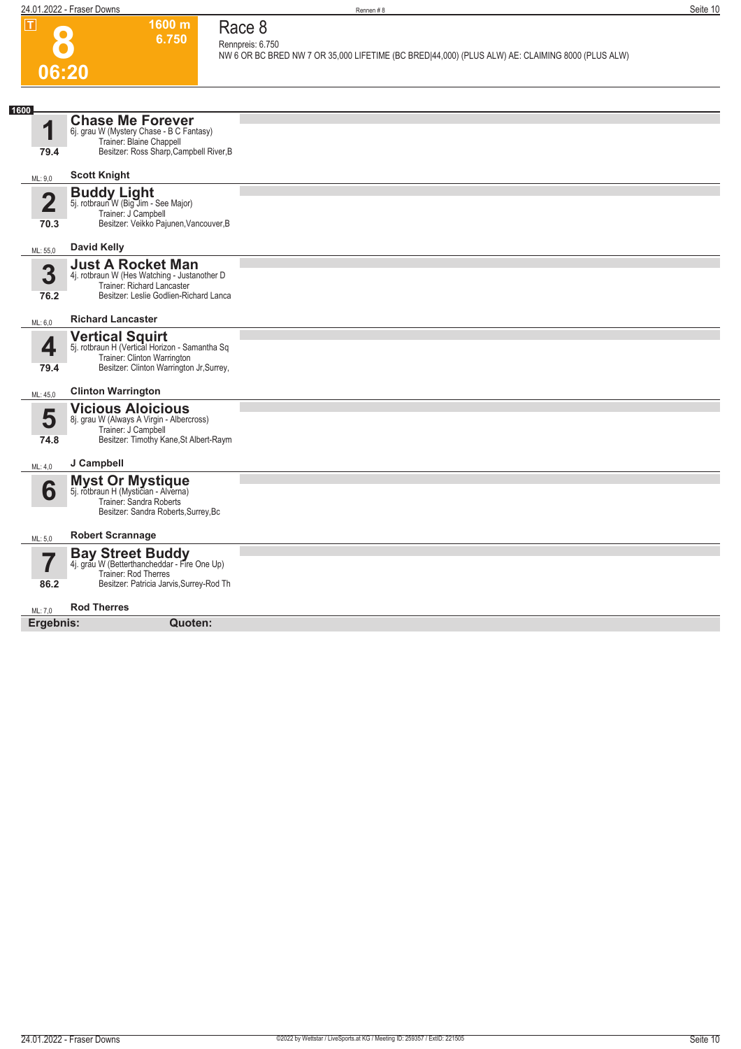**T**

# 8

**1600 m**
**6.750**

**06:20**

## Race 8

Rennpreis: 6.750

NW 6 OR BC BRED NW 7 OR 35,000 LIFETIME (BC BRED|44,000) (PLUS ALW) AE: CLAIMING 8000 (PLUS ALW)

**1600**

**1** **Chase Me Forever**
6j. grau W (Mystery Chase - B C Fantasy)
Trainer: Blaine Chappell
Besitzer: Ross Sharp,Campbell River,B
79.4
ML: 9,0 **Scott Knight**

**2** **Buddy Light**
5j. rotbraun W (Big Jim - See Major)
Trainer: J Campbell
Besitzer: Veikko Pajunen,Vancouver,B
70.3
ML: 55,0 **David Kelly**

**3** **Just A Rocket Man**
4j. rotbraun W (Hes Watching - Justanother D
Trainer: Richard Lancaster
Besitzer: Leslie Godlien-Richard Lanca
76.2
ML: 6,0 **Richard Lancaster**

**4** **Vertical Squirt**
5j. rotbraun H (Vertical Horizon - Samantha Sq
Trainer: Clinton Warrington
Besitzer: Clinton Warrington Jr,Surrey,
79.4
ML: 45,0 **Clinton Warrington**

**5** **Vicious Aloicious**
8j. grau W (Always A Virgin - Albercross)
Trainer: J Campbell
Besitzer: Timothy Kane,St Albert-Raym
74.8
ML: 4,0 **J Campbell**

**6** **Myst Or Mystique**
5j. rotbraun H (Mystician - Alverna)
Trainer: Sandra Roberts
Besitzer: Sandra Roberts,Surrey,Bc
ML: 5,0 **Robert Scrannage**

**7** **Bay Street Buddy**
4j. grau W (Betterthancheddar - Fire One Up)
Trainer: Rod Therres
Besitzer: Patricia Jarvis,Surrey-Rod Th
86.2
ML: 7,0 **Rod Therres**

**Ergebnis:** **Quoten:**